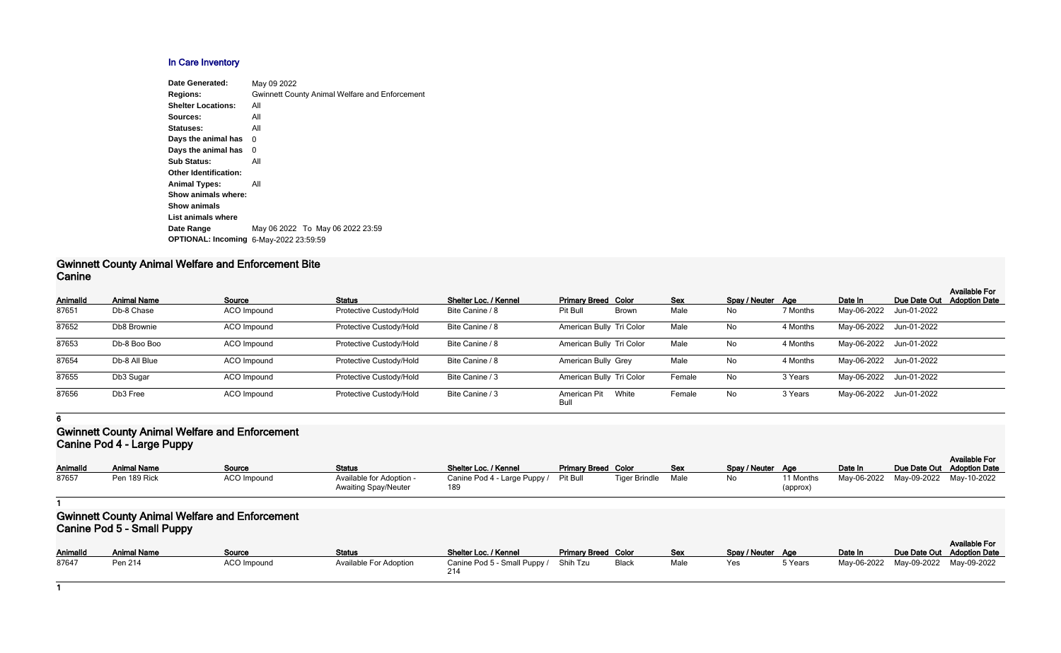## In Care Inventory

**Date Generated:** May 09 2022
**Regions:** Gwinnett County Animal Welfare and Enforcement
**Shelter Locations:** All
**Sources:** All
**Statuses:** All
**Days the animal has** 0
**Days the animal has** 0
**Sub Status:** All
**Other Identification:**
**Animal Types:** All
**Show animals where:**
**Show animals**
**List animals where**
**Date Range** May 06 2022 To May 06 2022 23:59
**OPTIONAL: Incoming** 6-May-2022 23:59:59

## Gwinnett County Animal Welfare and Enforcement Bite Canine

| AnimalId | Animal Name | Source | Status | Shelter Loc. / Kennel | Primary Breed | Color | Sex | Spay / Neuter | Age | Date In | Due Date Out | Available For Adoption Date |
|---|---|---|---|---|---|---|---|---|---|---|---|---|
| 87651 | Db-8 Chase | ACO Impound | Protective Custody/Hold | Bite Canine / 8 | Pit Bull | Brown | Male | No | 7 Months | May-06-2022 | Jun-01-2022 | |
| 87652 | Db8 Brownie | ACO Impound | Protective Custody/Hold | Bite Canine / 8 | American Bully | Tri Color | Male | No | 4 Months | May-06-2022 | Jun-01-2022 | |
| 87653 | Db-8 Boo Boo | ACO Impound | Protective Custody/Hold | Bite Canine / 8 | American Bully | Tri Color | Male | No | 4 Months | May-06-2022 | Jun-01-2022 | |
| 87654 | Db-8 All Blue | ACO Impound | Protective Custody/Hold | Bite Canine / 8 | American Bully | Grey | Male | No | 4 Months | May-06-2022 | Jun-01-2022 | |
| 87655 | Db3 Sugar | ACO Impound | Protective Custody/Hold | Bite Canine / 3 | American Bully | Tri Color | Female | No | 3 Years | May-06-2022 | Jun-01-2022 | |
| 87656 | Db3 Free | ACO Impound | Protective Custody/Hold | Bite Canine / 3 | American Pit Bull | White | Female | No | 3 Years | May-06-2022 | Jun-01-2022 | |

**6**

## Gwinnett County Animal Welfare and Enforcement Canine Pod 4 - Large Puppy

| AnimalId | Animal Name | Source | Status | Shelter Loc. / Kennel | Primary Breed | Color | Sex | Spay / Neuter | Age | Date In | Due Date Out | Available For Adoption Date |
|---|---|---|---|---|---|---|---|---|---|---|---|---|
| 87657 | Pen 189 Rick | ACO Impound | Available for Adoption - Awaiting Spay/Neuter | Canine Pod 4 - Large Puppy / 189 | Pit Bull | Tiger Brindle | Male | No | 11 Months (approx) | May-06-2022 | May-09-2022 | May-10-2022 |

**1**

## Gwinnett County Animal Welfare and Enforcement Canine Pod 5 - Small Puppy

| AnimalId | Animal Name | Source | Status | Shelter Loc. / Kennel | Primary Breed | Color | Sex | Spay / Neuter | Age | Date In | Due Date Out | Available For Adoption Date |
|---|---|---|---|---|---|---|---|---|---|---|---|---|
| 87647 | Pen 214 | ACO Impound | Available For Adoption | Canine Pod 5 - Small Puppy / 214 | Shih Tzu | Black | Male | Yes | 5 Years | May-06-2022 | May-09-2022 | May-09-2022 |

**1**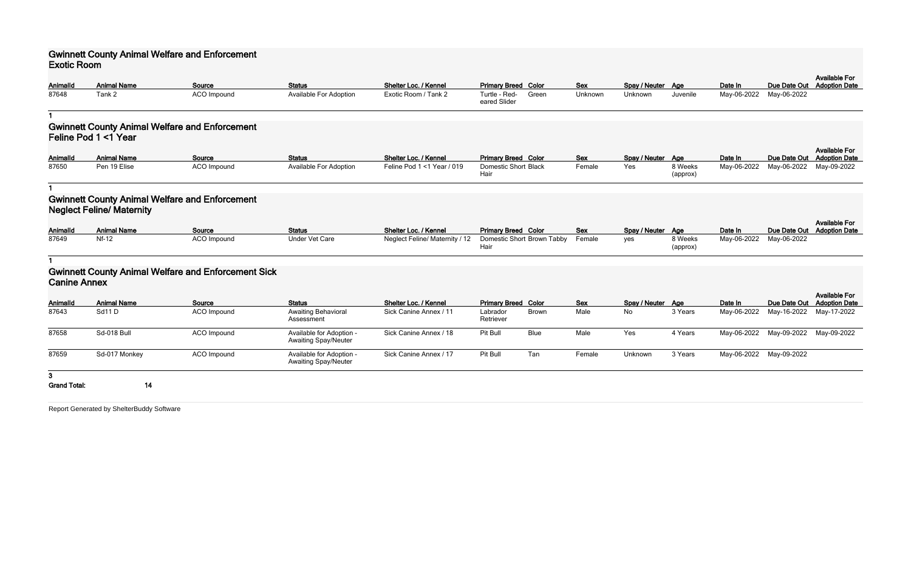## Gwinnett County Animal Welfare and Enforcement
### Exotic Room

| AnimalId | Animal Name | Source | Status | Shelter Loc. / Kennel | Primary Breed | Color | Sex | Spay / Neuter | Age | Date In | Due Date Out | Available For Adoption Date |
|---|---|---|---|---|---|---|---|---|---|---|---|---|
| 87648 | Tank 2 | ACO Impound | Available For Adoption | Exotic Room / Tank 2 | Turtle - Red-eared Slider | Green | Unknown | Unknown | Juvenile | May-06-2022 | May-06-2022 | |

**1**

## Gwinnett County Animal Welfare and Enforcement
### Feline Pod 1 <1 Year

| AnimalId | Animal Name | Source | Status | Shelter Loc. / Kennel | Primary Breed | Color | Sex | Spay / Neuter | Age | Date In | Due Date Out | Available For Adoption Date |
|---|---|---|---|---|---|---|---|---|---|---|---|---|
| 87650 | Pen 19 Elise | ACO Impound | Available For Adoption | Feline Pod 1 <1 Year / 019 | Domestic Short Hair | Black | Female | Yes | 8 Weeks (approx) | May-06-2022 | May-06-2022 | May-09-2022 |

**1**

## Gwinnett County Animal Welfare and Enforcement
### Neglect Feline/ Maternity

| AnimalId | Animal Name | Source | Status | Shelter Loc. / Kennel | Primary Breed | Color | Sex | Spay / Neuter | Age | Date In | Due Date Out | Available For Adoption Date |
|---|---|---|---|---|---|---|---|---|---|---|---|---|
| 87649 | Nf-12 | ACO Impound | Under Vet Care | Neglect Feline/ Maternity / 12 | Domestic Short Hair | Brown Tabby | Female | yes | 8 Weeks (approx) | May-06-2022 | May-06-2022 | |

**1**

## Gwinnett County Animal Welfare and Enforcement Sick
### Canine Annex

| AnimalId | Animal Name | Source | Status | Shelter Loc. / Kennel | Primary Breed | Color | Sex | Spay / Neuter | Age | Date In | Due Date Out | Available For Adoption Date |
|---|---|---|---|---|---|---|---|---|---|---|---|---|
| 87643 | Sd11 D | ACO Impound | Awaiting Behavioral Assessment | Sick Canine Annex / 11 | Labrador Retriever | Brown | Male | No | 3 Years | May-06-2022 | May-16-2022 | May-17-2022 |
| 87658 | Sd-018 Bull | ACO Impound | Available for Adoption - Awaiting Spay/Neuter | Sick Canine Annex / 18 | Pit Bull | Blue | Male | Yes | 4 Years | May-06-2022 | May-09-2022 | May-09-2022 |
| 87659 | Sd-017 Monkey | ACO Impound | Available for Adoption - Awaiting Spay/Neuter | Sick Canine Annex / 17 | Pit Bull | Tan | Female | Unknown | 3 Years | May-06-2022 | May-09-2022 | |

**3**

**Grand Total:** **14**

Report Generated by ShelterBuddy Software